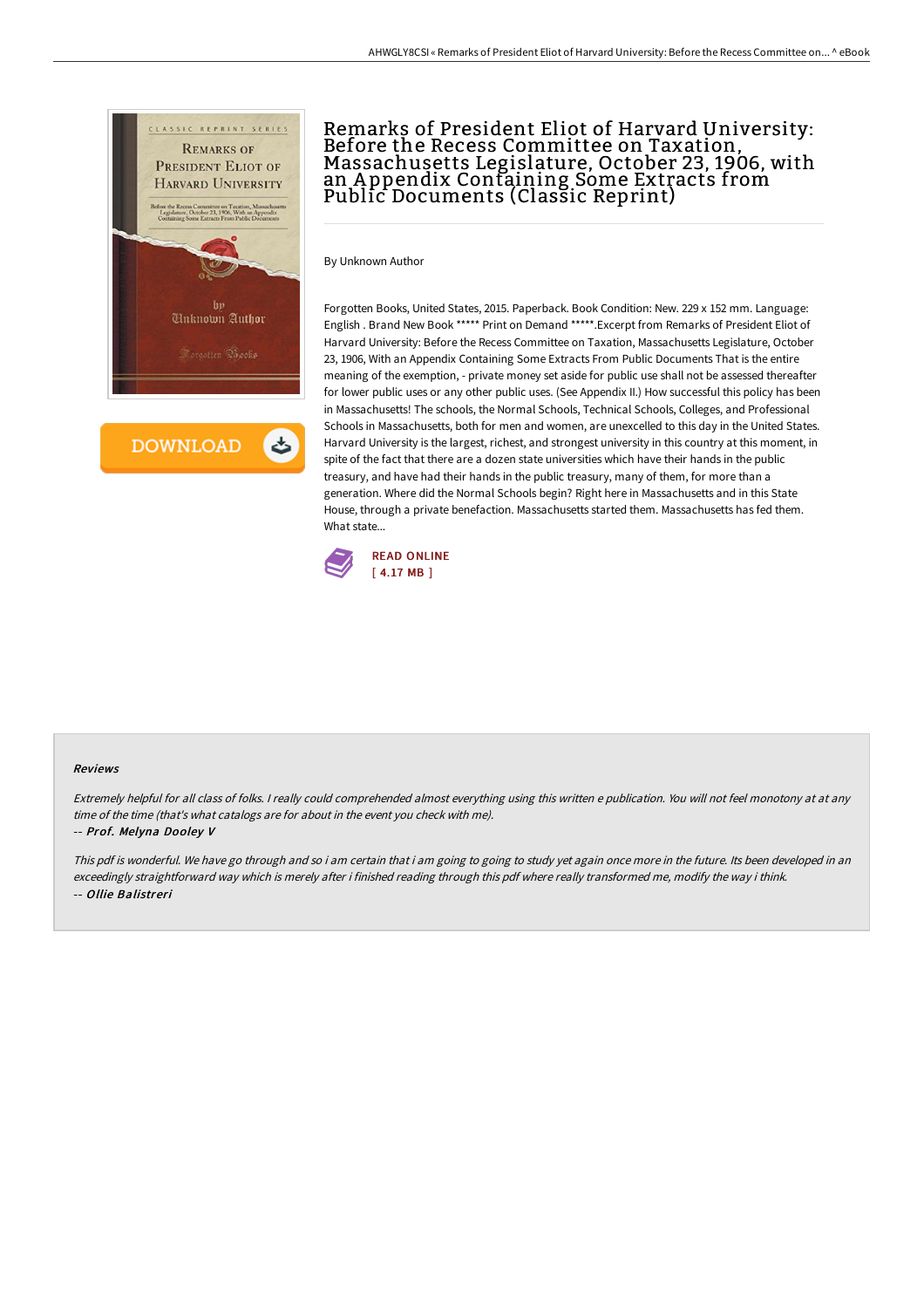# Remarks of President Eliot of Harvard University: Before the Recess Committee on Taxation, Massachusetts Legislature, October 23, 1906, with an Appendix Containing Some Extracts from Public Documents (Classic Reprint)

By Unknown Author

Forgotten Books, United States, 2015. Paperback. Book Condition: New. 229 x 152 mm. Language: English . Brand New Book ***** Print on Demand *****.Excerpt from Remarks of President Eliot of Harvard University: Before the Recess Committee on Taxation, Massachusetts Legislature, October 23, 1906, With an Appendix Containing Some Extracts From Public Documents That is the entire meaning of the exemption, - private money set aside for public use shall not be assessed thereafter for lower public uses or any other public uses. (See Appendix II.) How successful this policy has been in Massachusetts! The schools, the Normal Schools, Technical Schools, Colleges, and Professional Schools in Massachusetts, both for men and women, are unexcelled to this day in the United States. Harvard University is the largest, richest, and strongest university in this country at this moment, in spite of the fact that there are a dozen state universities which have their hands in the public treasury, and have had their hands in the public treasury, many of them, for more than a generation. Where did the Normal Schools begin? Right here in Massachusetts and in this State House, through a private benefaction. Massachusetts started them. Massachusetts has fed them. What state...

READ ONLINE
[ 4.17 MB ]

## Reviews

*Extremely helpful for all class of folks. I really could comprehended almost everything using this written e publication. You will not feel monotony at at any time of the time (that's what catalogs are for about in the event you check with me).*

-- ***Prof. Melyna Dooley V***

*This pdf is wonderful. We have go through and so i am certain that i am going to going to study yet again once more in the future. Its been developed in an exceedingly straightforward way which is merely after i finished reading through this pdf where really transformed me, modify the way i think.*

-- ***Ollie Balistreri***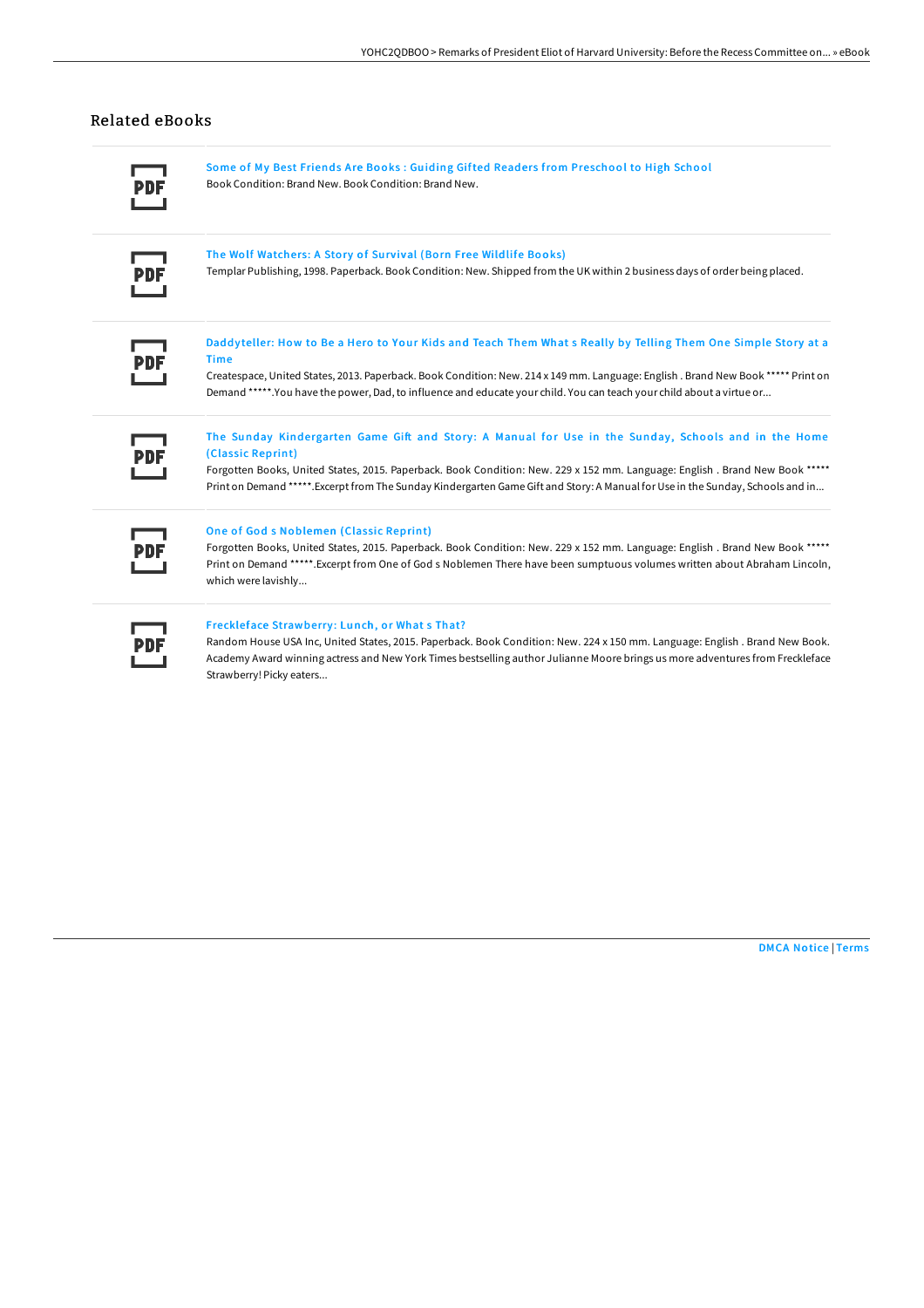## Related eBooks

**Some of My Best Friends Are Books : Guiding Gifted Readers from Preschool to High School**
Book Condition: Brand New. Book Condition: Brand New.

**The Wolf Watchers: A Story of Survival (Born Free Wildlife Books)**
Templar Publishing, 1998. Paperback. Book Condition: New. Shipped from the UK within 2 business days of order being placed.

**Daddyteller: How to Be a Hero to Your Kids and Teach Them What s Really by Telling Them One Simple Story at a Time**
Createspace, United States, 2013. Paperback. Book Condition: New. 214 x 149 mm. Language: English . Brand New Book ***** Print on Demand *****.You have the power, Dad, to influence and educate your child. You can teach your child about a virtue or...

**The Sunday Kindergarten Game Gift and Story: A Manual for Use in the Sunday, Schools and in the Home (Classic Reprint)**
Forgotten Books, United States, 2015. Paperback. Book Condition: New. 229 x 152 mm. Language: English . Brand New Book ***** Print on Demand *****.Excerpt from The Sunday Kindergarten Game Gift and Story: A Manual for Use in the Sunday, Schools and in...

**One of God s Noblemen (Classic Reprint)**
Forgotten Books, United States, 2015. Paperback. Book Condition: New. 229 x 152 mm. Language: English . Brand New Book ***** Print on Demand *****.Excerpt from One of God s Noblemen There have been sumptuous volumes written about Abraham Lincoln, which were lavishly...

**Freckleface Strawberry: Lunch, or What s That?**
Random House USA Inc, United States, 2015. Paperback. Book Condition: New. 224 x 150 mm. Language: English . Brand New Book. Academy Award winning actress and New York Times bestselling author Julianne Moore brings us more adventures from Freckleface Strawberry! Picky eaters...